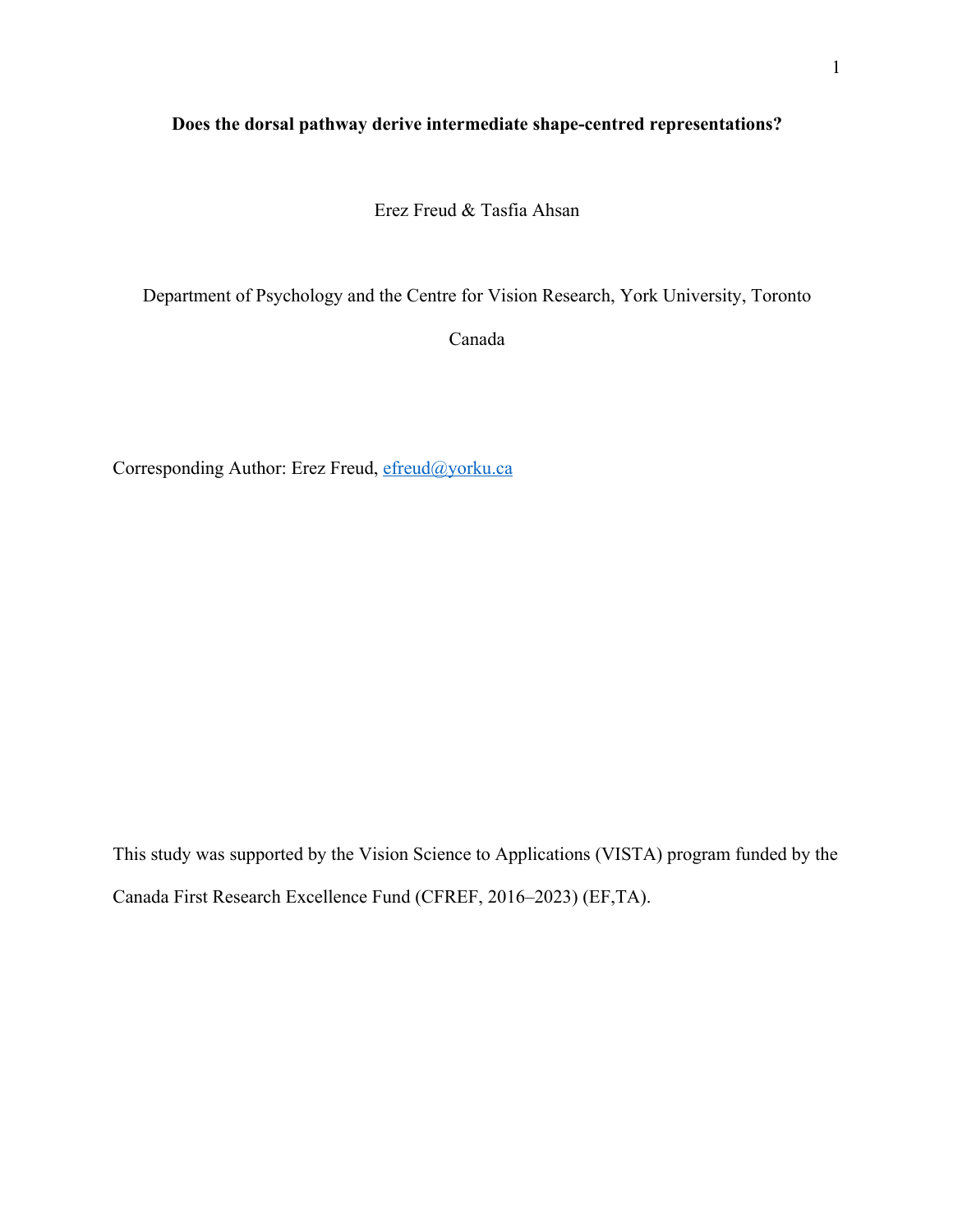# Does the dorsal pathway derive intermediate shape-centred representations?

Erez Freud & Tasfia Ahsan

Department of Psychology and the Centre for Vision Research, York University, Toronto

Canada

Corresponding Author: Erez Freud, efreud@yorku.ca

This study was supported by the Vision Science to Applications (VISTA) program funded by the Canada First Research Excellence Fund (CFREF, 2016–2023) (EF,TA).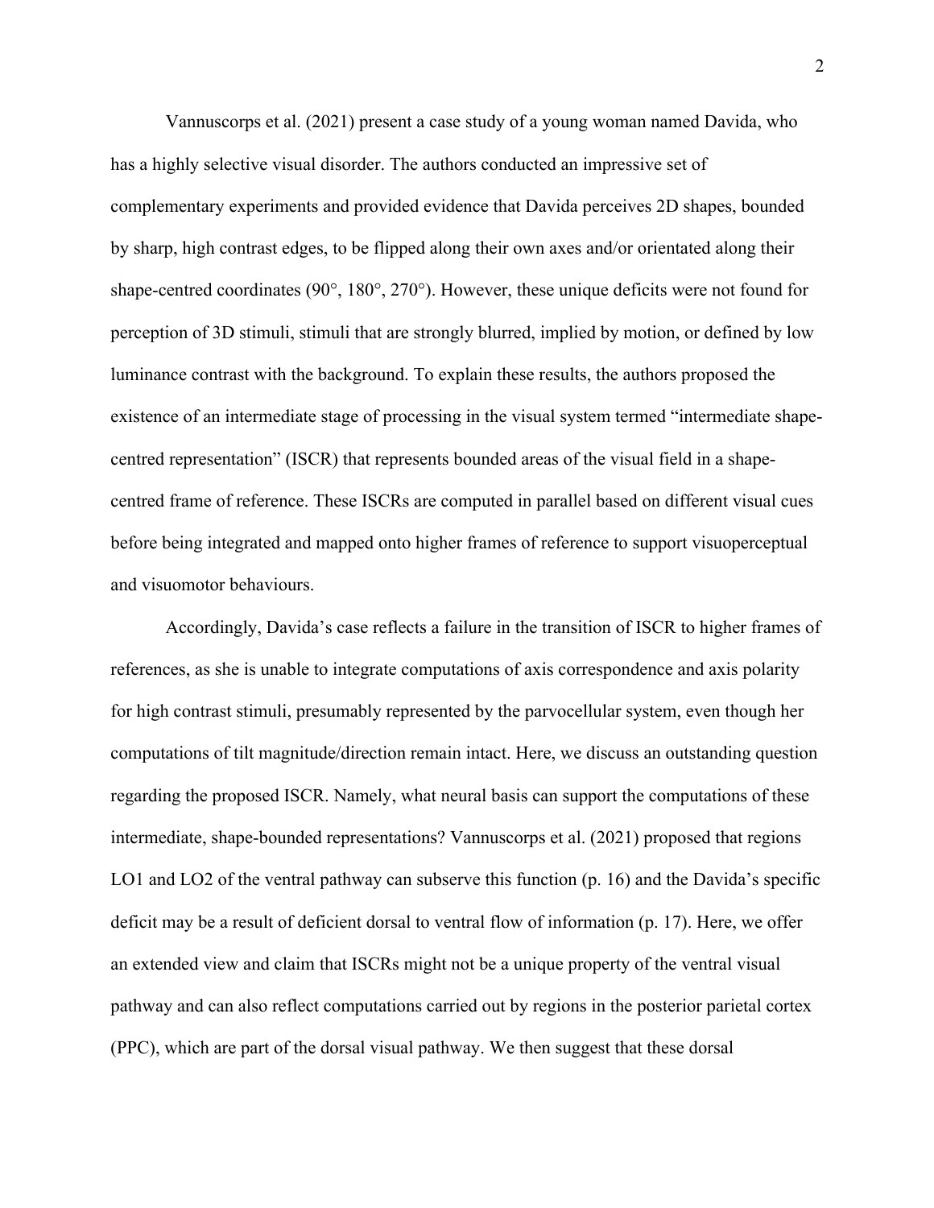Vannuscorps et al. (2021) present a case study of a young woman named Davida, who has a highly selective visual disorder. The authors conducted an impressive set of complementary experiments and provided evidence that Davida perceives 2D shapes, bounded by sharp, high contrast edges, to be flipped along their own axes and/or orientated along their shape-centred coordinates (90°, 180°, 270°). However, these unique deficits were not found for perception of 3D stimuli, stimuli that are strongly blurred, implied by motion, or defined by low luminance contrast with the background. To explain these results, the authors proposed the existence of an intermediate stage of processing in the visual system termed "intermediate shape-centred representation" (ISCR) that represents bounded areas of the visual field in a shape-centred frame of reference. These ISCRs are computed in parallel based on different visual cues before being integrated and mapped onto higher frames of reference to support visuoperceptual and visuomotor behaviours.

Accordingly, Davida's case reflects a failure in the transition of ISCR to higher frames of references, as she is unable to integrate computations of axis correspondence and axis polarity for high contrast stimuli, presumably represented by the parvocellular system, even though her computations of tilt magnitude/direction remain intact. Here, we discuss an outstanding question regarding the proposed ISCR. Namely, what neural basis can support the computations of these intermediate, shape-bounded representations? Vannuscorps et al. (2021) proposed that regions LO1 and LO2 of the ventral pathway can subserve this function (p. 16) and the Davida's specific deficit may be a result of deficient dorsal to ventral flow of information (p. 17). Here, we offer an extended view and claim that ISCRs might not be a unique property of the ventral visual pathway and can also reflect computations carried out by regions in the posterior parietal cortex (PPC), which are part of the dorsal visual pathway. We then suggest that these dorsal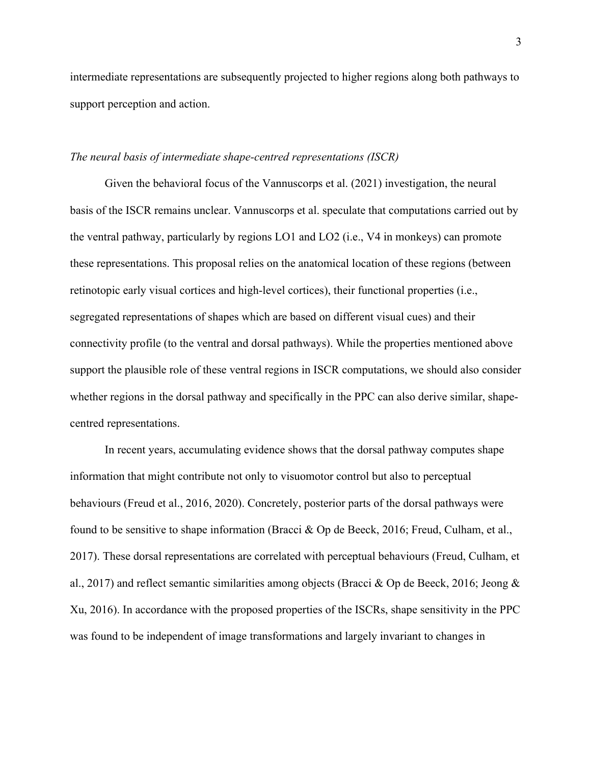intermediate representations are subsequently projected to higher regions along both pathways to support perception and action.

### *The neural basis of intermediate shape-centred representations (ISCR)*

Given the behavioral focus of the Vannuscorps et al. (2021) investigation, the neural basis of the ISCR remains unclear. Vannuscorps et al. speculate that computations carried out by the ventral pathway, particularly by regions LO1 and LO2 (i.e., V4 in monkeys) can promote these representations. This proposal relies on the anatomical location of these regions (between retinotopic early visual cortices and high-level cortices), their functional properties (i.e., segregated representations of shapes which are based on different visual cues) and their connectivity profile (to the ventral and dorsal pathways). While the properties mentioned above support the plausible role of these ventral regions in ISCR computations, we should also consider whether regions in the dorsal pathway and specifically in the PPC can also derive similar, shape-centred representations.

In recent years, accumulating evidence shows that the dorsal pathway computes shape information that might contribute not only to visuomotor control but also to perceptual behaviours (Freud et al., 2016, 2020). Concretely, posterior parts of the dorsal pathways were found to be sensitive to shape information (Bracci & Op de Beeck, 2016; Freud, Culham, et al., 2017). These dorsal representations are correlated with perceptual behaviours (Freud, Culham, et al., 2017) and reflect semantic similarities among objects (Bracci & Op de Beeck, 2016; Jeong & Xu, 2016). In accordance with the proposed properties of the ISCRs, shape sensitivity in the PPC was found to be independent of image transformations and largely invariant to changes in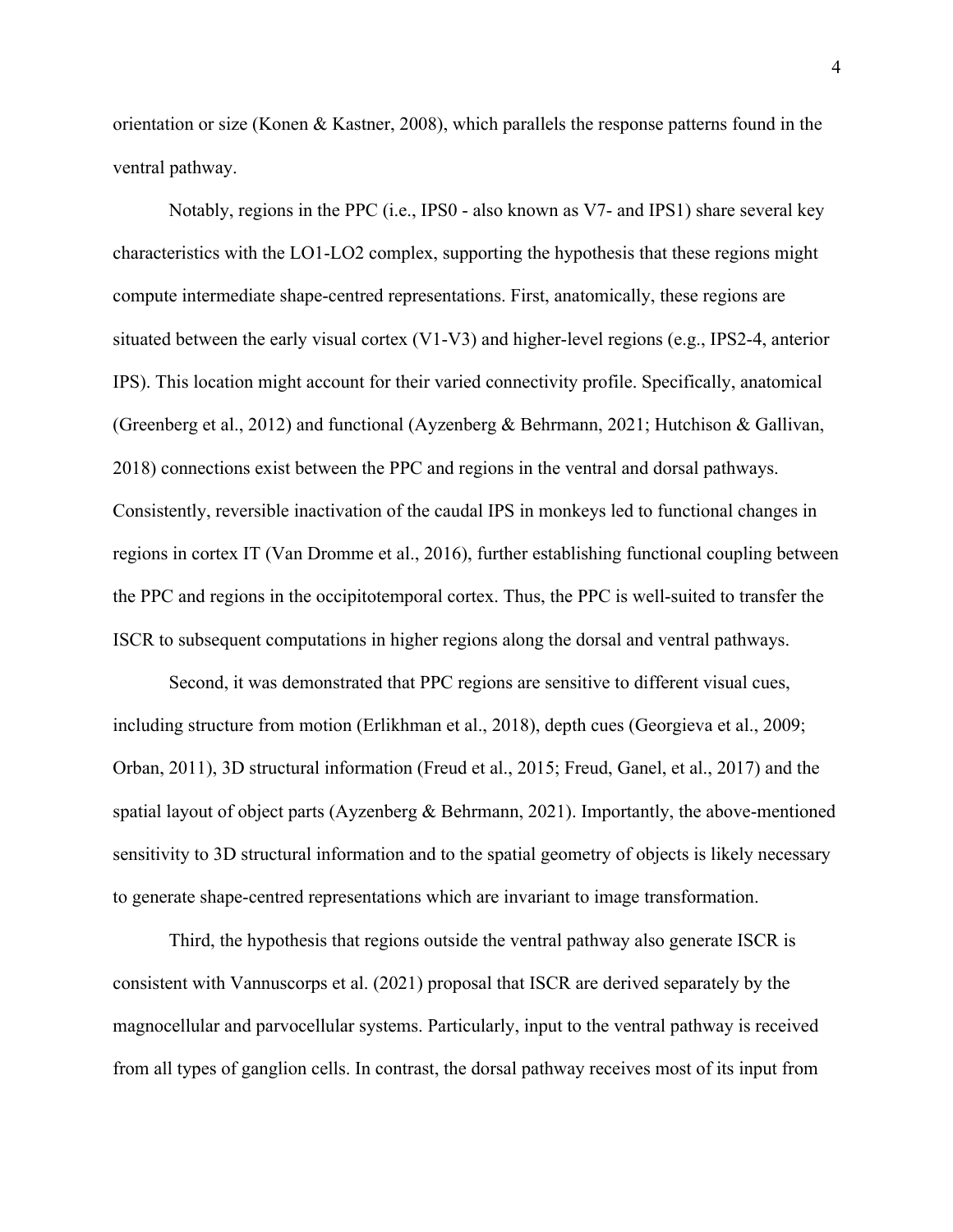orientation or size (Konen & Kastner, 2008), which parallels the response patterns found in the ventral pathway.

Notably, regions in the PPC (i.e., IPS0 - also known as V7- and IPS1) share several key characteristics with the LO1-LO2 complex, supporting the hypothesis that these regions might compute intermediate shape-centred representations. First, anatomically, these regions are situated between the early visual cortex (V1-V3) and higher-level regions (e.g., IPS2-4, anterior IPS). This location might account for their varied connectivity profile. Specifically, anatomical (Greenberg et al., 2012) and functional (Ayzenberg & Behrmann, 2021; Hutchison & Gallivan, 2018) connections exist between the PPC and regions in the ventral and dorsal pathways. Consistently, reversible inactivation of the caudal IPS in monkeys led to functional changes in regions in cortex IT (Van Dromme et al., 2016), further establishing functional coupling between the PPC and regions in the occipitotemporal cortex. Thus, the PPC is well-suited to transfer the ISCR to subsequent computations in higher regions along the dorsal and ventral pathways.

Second, it was demonstrated that PPC regions are sensitive to different visual cues, including structure from motion (Erlikhman et al., 2018), depth cues (Georgieva et al., 2009; Orban, 2011), 3D structural information (Freud et al., 2015; Freud, Ganel, et al., 2017) and the spatial layout of object parts (Ayzenberg & Behrmann, 2021). Importantly, the above-mentioned sensitivity to 3D structural information and to the spatial geometry of objects is likely necessary to generate shape-centred representations which are invariant to image transformation.

Third, the hypothesis that regions outside the ventral pathway also generate ISCR is consistent with Vannuscorps et al. (2021) proposal that ISCR are derived separately by the magnocellular and parvocellular systems. Particularly, input to the ventral pathway is received from all types of ganglion cells. In contrast, the dorsal pathway receives most of its input from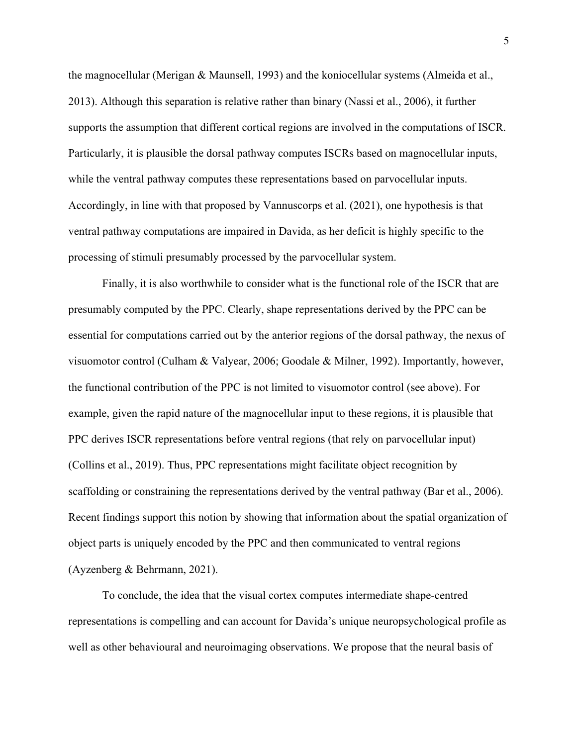the magnocellular (Merigan & Maunsell, 1993) and the koniocellular systems (Almeida et al., 2013). Although this separation is relative rather than binary (Nassi et al., 2006), it further supports the assumption that different cortical regions are involved in the computations of ISCR. Particularly, it is plausible the dorsal pathway computes ISCRs based on magnocellular inputs, while the ventral pathway computes these representations based on parvocellular inputs. Accordingly, in line with that proposed by Vannuscorps et al. (2021), one hypothesis is that ventral pathway computations are impaired in Davida, as her deficit is highly specific to the processing of stimuli presumably processed by the parvocellular system.

Finally, it is also worthwhile to consider what is the functional role of the ISCR that are presumably computed by the PPC. Clearly, shape representations derived by the PPC can be essential for computations carried out by the anterior regions of the dorsal pathway, the nexus of visuomotor control (Culham & Valyear, 2006; Goodale & Milner, 1992). Importantly, however, the functional contribution of the PPC is not limited to visuomotor control (see above). For example, given the rapid nature of the magnocellular input to these regions, it is plausible that PPC derives ISCR representations before ventral regions (that rely on parvocellular input) (Collins et al., 2019). Thus, PPC representations might facilitate object recognition by scaffolding or constraining the representations derived by the ventral pathway (Bar et al., 2006). Recent findings support this notion by showing that information about the spatial organization of object parts is uniquely encoded by the PPC and then communicated to ventral regions (Ayzenberg & Behrmann, 2021).

To conclude, the idea that the visual cortex computes intermediate shape-centred representations is compelling and can account for Davida's unique neuropsychological profile as well as other behavioural and neuroimaging observations. We propose that the neural basis of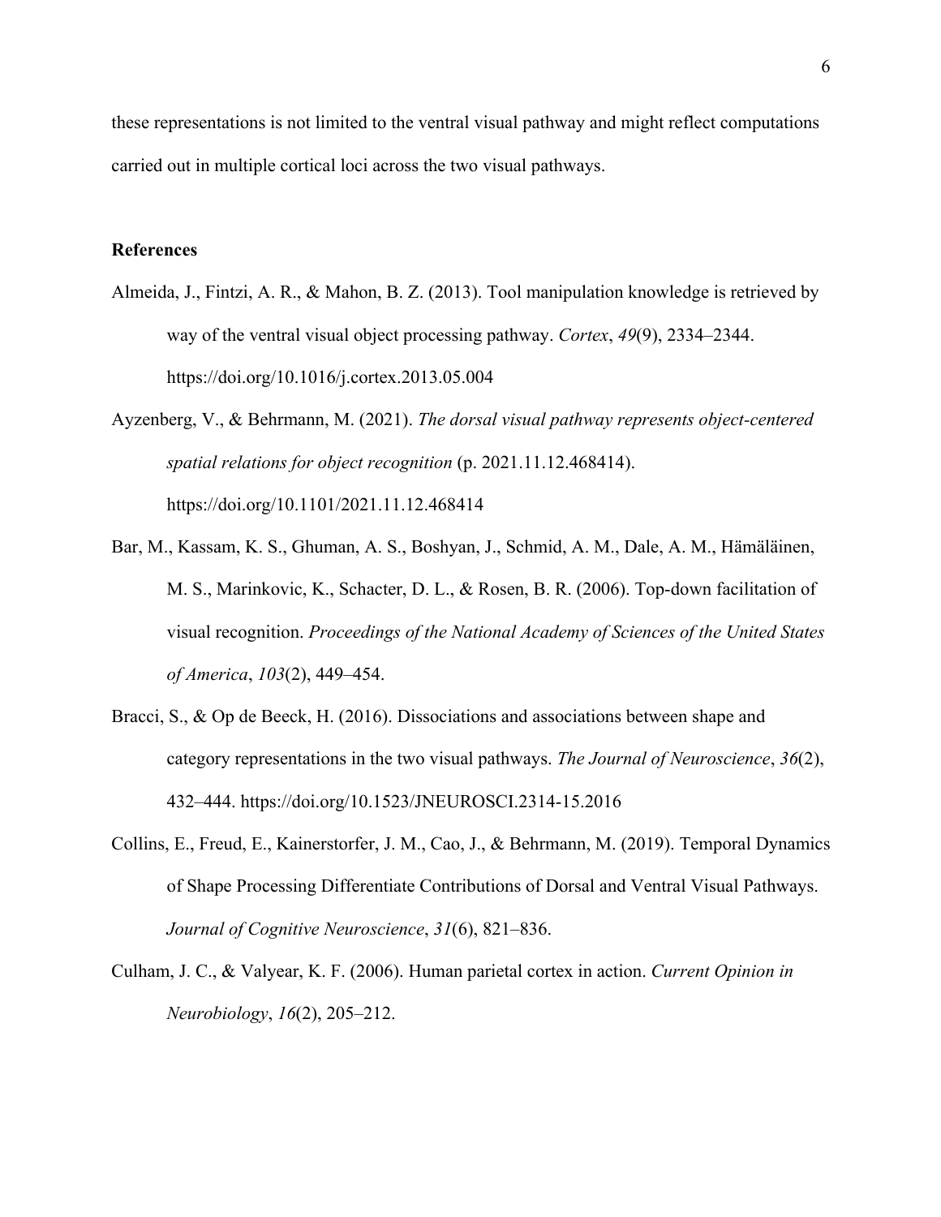these representations is not limited to the ventral visual pathway and might reflect computations carried out in multiple cortical loci across the two visual pathways.

## References

Almeida, J., Fintzi, A. R., & Mahon, B. Z. (2013). Tool manipulation knowledge is retrieved by way of the ventral visual object processing pathway. *Cortex*, *49*(9), 2334–2344. https://doi.org/10.1016/j.cortex.2013.05.004

Ayzenberg, V., & Behrmann, M. (2021). *The dorsal visual pathway represents object-centered spatial relations for object recognition* (p. 2021.11.12.468414). https://doi.org/10.1101/2021.11.12.468414

Bar, M., Kassam, K. S., Ghuman, A. S., Boshyan, J., Schmid, A. M., Dale, A. M., Hämäläinen, M. S., Marinkovic, K., Schacter, D. L., & Rosen, B. R. (2006). Top-down facilitation of visual recognition. *Proceedings of the National Academy of Sciences of the United States of America*, *103*(2), 449–454.

Bracci, S., & Op de Beeck, H. (2016). Dissociations and associations between shape and category representations in the two visual pathways. *The Journal of Neuroscience*, *36*(2), 432–444. https://doi.org/10.1523/JNEUROSCI.2314-15.2016

Collins, E., Freud, E., Kainerstorfer, J. M., Cao, J., & Behrmann, M. (2019). Temporal Dynamics of Shape Processing Differentiate Contributions of Dorsal and Ventral Visual Pathways. *Journal of Cognitive Neuroscience*, *31*(6), 821–836.

Culham, J. C., & Valyear, K. F. (2006). Human parietal cortex in action. *Current Opinion in Neurobiology*, *16*(2), 205–212.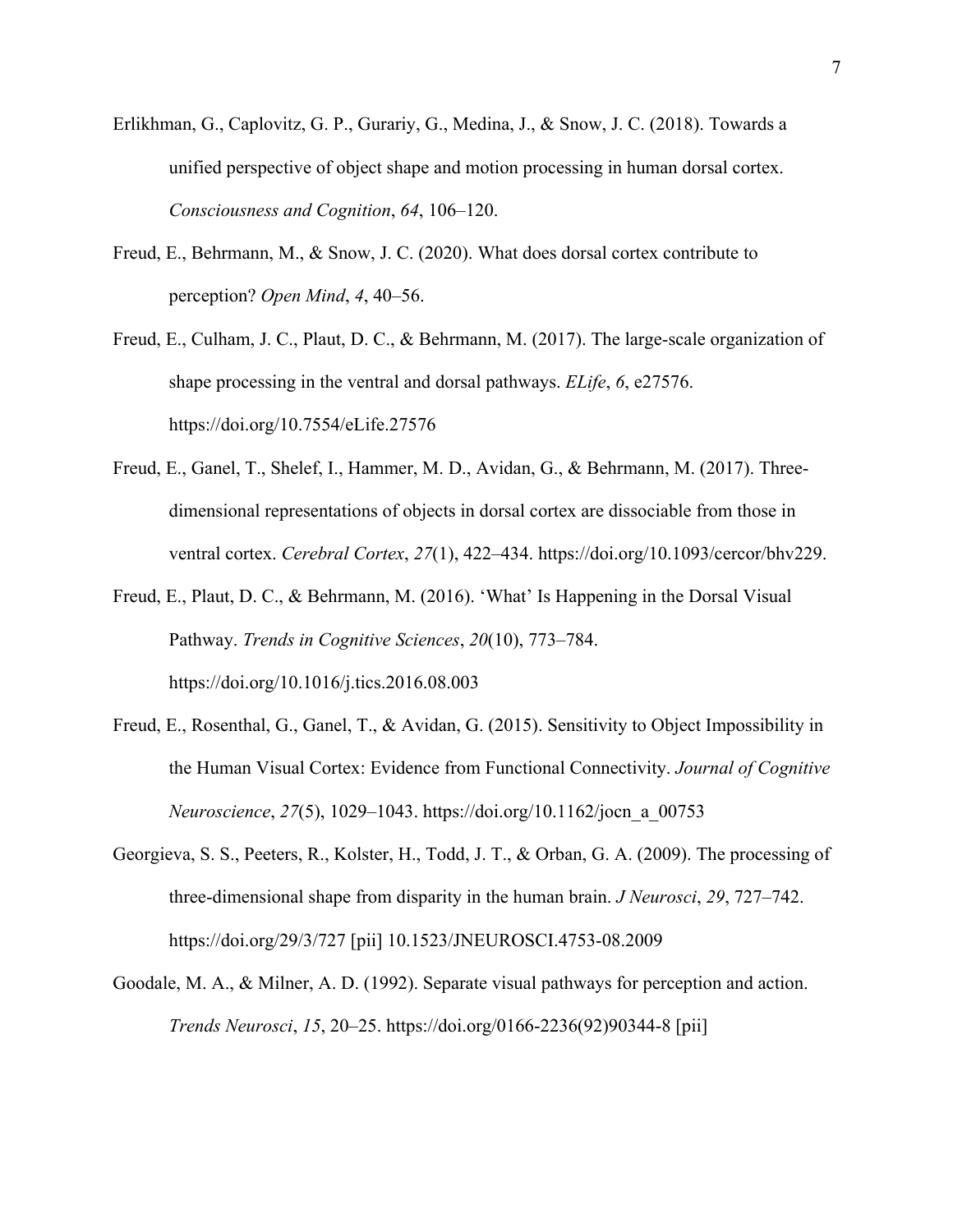Erlikhman, G., Caplovitz, G. P., Gurariy, G., Medina, J., & Snow, J. C. (2018). Towards a unified perspective of object shape and motion processing in human dorsal cortex. *Consciousness and Cognition*, *64*, 106–120.

Freud, E., Behrmann, M., & Snow, J. C. (2020). What does dorsal cortex contribute to perception? *Open Mind*, *4*, 40–56.

Freud, E., Culham, J. C., Plaut, D. C., & Behrmann, M. (2017). The large-scale organization of shape processing in the ventral and dorsal pathways. *ELife*, *6*, e27576. https://doi.org/10.7554/eLife.27576

Freud, E., Ganel, T., Shelef, I., Hammer, M. D., Avidan, G., & Behrmann, M. (2017). Three-dimensional representations of objects in dorsal cortex are dissociable from those in ventral cortex. *Cerebral Cortex*, *27*(1), 422–434. https://doi.org/10.1093/cercor/bhv229.

Freud, E., Plaut, D. C., & Behrmann, M. (2016). 'What' Is Happening in the Dorsal Visual Pathway. *Trends in Cognitive Sciences*, *20*(10), 773–784. https://doi.org/10.1016/j.tics.2016.08.003

Freud, E., Rosenthal, G., Ganel, T., & Avidan, G. (2015). Sensitivity to Object Impossibility in the Human Visual Cortex: Evidence from Functional Connectivity. *Journal of Cognitive Neuroscience*, *27*(5), 1029–1043. https://doi.org/10.1162/jocn_a_00753

Georgieva, S. S., Peeters, R., Kolster, H., Todd, J. T., & Orban, G. A. (2009). The processing of three-dimensional shape from disparity in the human brain. *J Neurosci*, *29*, 727–742. https://doi.org/29/3/727 [pii] 10.1523/JNEUROSCI.4753-08.2009

Goodale, M. A., & Milner, A. D. (1992). Separate visual pathways for perception and action. *Trends Neurosci*, *15*, 20–25. https://doi.org/0166-2236(92)90344-8 [pii]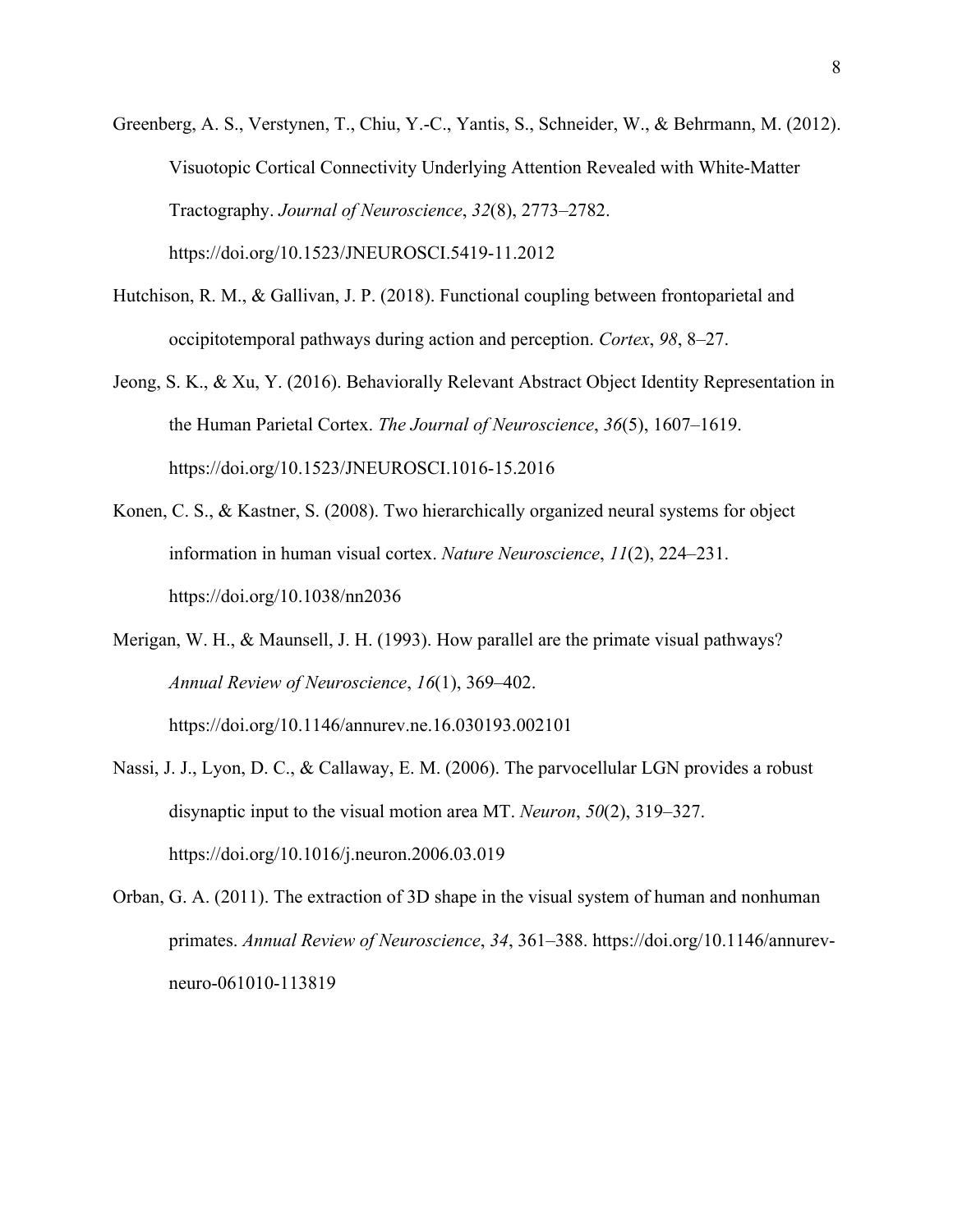Greenberg, A. S., Verstynen, T., Chiu, Y.-C., Yantis, S., Schneider, W., & Behrmann, M. (2012). Visuotopic Cortical Connectivity Underlying Attention Revealed with White-Matter Tractography. *Journal of Neuroscience*, *32*(8), 2773–2782. https://doi.org/10.1523/JNEUROSCI.5419-11.2012

Hutchison, R. M., & Gallivan, J. P. (2018). Functional coupling between frontoparietal and occipitotemporal pathways during action and perception. *Cortex*, *98*, 8–27.

Jeong, S. K., & Xu, Y. (2016). Behaviorally Relevant Abstract Object Identity Representation in the Human Parietal Cortex. *The Journal of Neuroscience*, *36*(5), 1607–1619. https://doi.org/10.1523/JNEUROSCI.1016-15.2016

Konen, C. S., & Kastner, S. (2008). Two hierarchically organized neural systems for object information in human visual cortex. *Nature Neuroscience*, *11*(2), 224–231. https://doi.org/10.1038/nn2036

Merigan, W. H., & Maunsell, J. H. (1993). How parallel are the primate visual pathways? *Annual Review of Neuroscience*, *16*(1), 369–402. https://doi.org/10.1146/annurev.ne.16.030193.002101

Nassi, J. J., Lyon, D. C., & Callaway, E. M. (2006). The parvocellular LGN provides a robust disynaptic input to the visual motion area MT. *Neuron*, *50*(2), 319–327. https://doi.org/10.1016/j.neuron.2006.03.019

Orban, G. A. (2011). The extraction of 3D shape in the visual system of human and nonhuman primates. *Annual Review of Neuroscience*, *34*, 361–388. https://doi.org/10.1146/annurev-neuro-061010-113819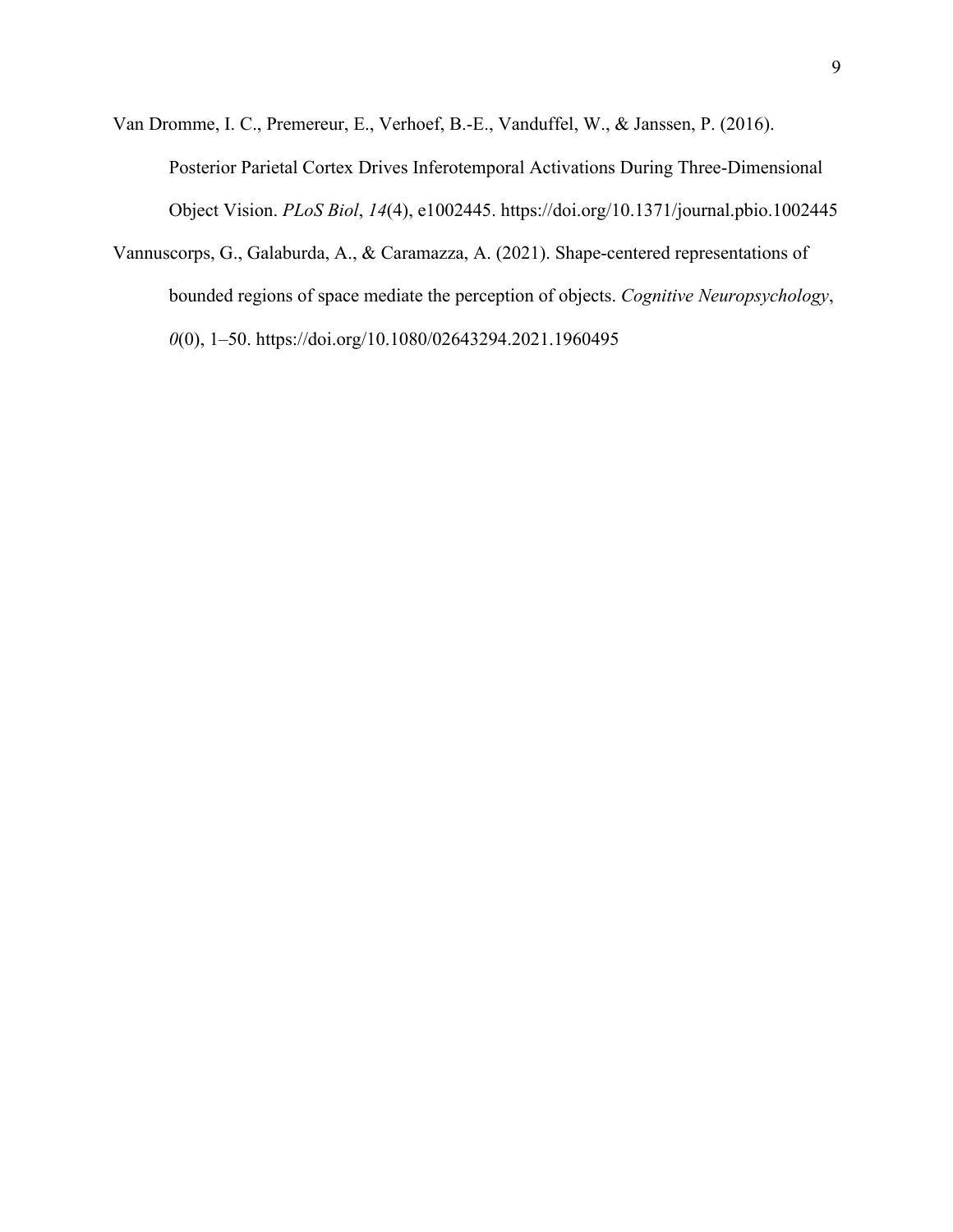Van Dromme, I. C., Premereur, E., Verhoef, B.-E., Vanduffel, W., & Janssen, P. (2016). Posterior Parietal Cortex Drives Inferotemporal Activations During Three-Dimensional Object Vision. *PLoS Biol*, *14*(4), e1002445. https://doi.org/10.1371/journal.pbio.1002445

Vannuscorps, G., Galaburda, A., & Caramazza, A. (2021). Shape-centered representations of bounded regions of space mediate the perception of objects. *Cognitive Neuropsychology*, *0*(0), 1–50. https://doi.org/10.1080/02643294.2021.1960495